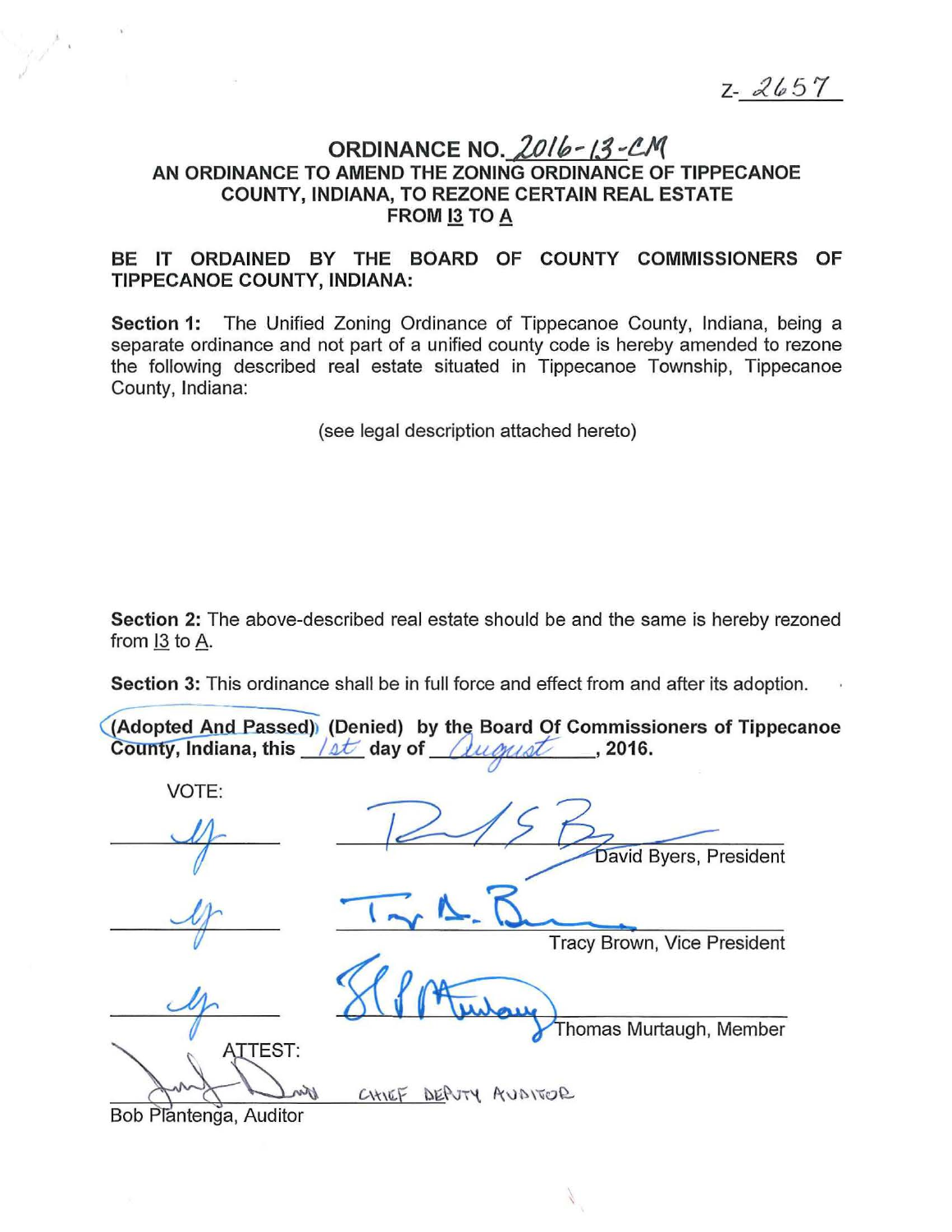Z- 2657

# ORDINANCE NO. 2016-13-CM

## AN ORDINANCE TO AMEND THE ZONING ORDINANCE OF TIPPECANOE COUNTY, INDIANA, TO REZONE CERTAIN REAL ESTATE FROM I3 TO A

**BE IT ORDAINED BY THE BOARD OF COUNTY COMMISSIONERS OF TIPPECANOE COUNTY, INDIANA:**

**Section 1:** The Unified Zoning Ordinance of Tippecanoe County, Indiana, being a separate ordinance and not part of a unified county code is hereby amended to rezone the following described real estate situated in Tippecanoe Township, Tippecanoe County, Indiana:

(see legal description attached hereto)

**Section 2:** The above-described real estate should be and the same is hereby rezoned from I3 to A.

**Section 3:** This ordinance shall be in full force and effect from and after its adoption.

**(Adopted And Passed) (Denied) by the Board Of Commissioners of Tippecanoe County, Indiana, this 1st day of August, 2016.**

VOTE:

y ______ David Byers, President

y ______ Tracy Brown, Vice President

y ______ Thomas Murtaugh, Member

ATTEST:

______ Chief Deputy Auditor

Bob Plantenga, Auditor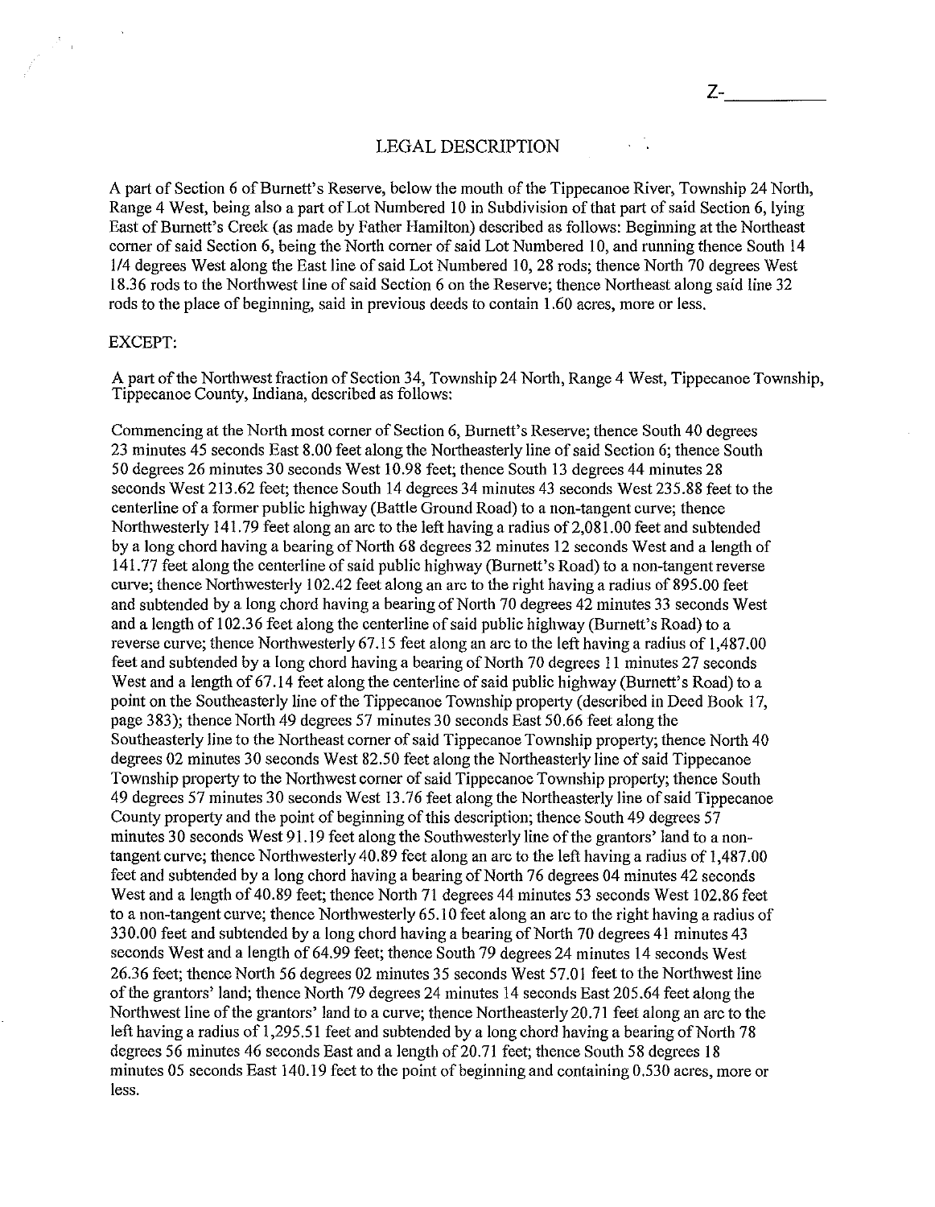Z-__________

## LEGAL DESCRIPTION

A part of Section 6 of Burnett's Reserve, below the mouth of the Tippecanoe River, Township 24 North, Range 4 West, being also a part of Lot Numbered 10 in Subdivision of that part of said Section 6, lying East of Burnett's Creek (as made by Father Hamilton) described as follows: Beginning at the Northeast corner of said Section 6, being the North corner of said Lot Numbered 10, and running thence South 14 1/4 degrees West along the East line of said Lot Numbered 10, 28 rods; thence North 70 degrees West 18.36 rods to the Northwest line of said Section 6 on the Reserve; thence Northeast along said line 32 rods to the place of beginning, said in previous deeds to contain 1.60 acres, more or less.

EXCEPT:

A part of the Northwest fraction of Section 34, Township 24 North, Range 4 West, Tippecanoe Township, Tippecanoe County, Indiana, described as follows:

Commencing at the North most corner of Section 6, Burnett's Reserve; thence South 40 degrees 23 minutes 45 seconds East 8.00 feet along the Northeasterly line of said Section 6; thence South 50 degrees 26 minutes 30 seconds West 10.98 feet; thence South 13 degrees 44 minutes 28 seconds West 213.62 feet; thence South 14 degrees 34 minutes 43 seconds West 235.88 feet to the centerline of a former public highway (Battle Ground Road) to a non-tangent curve; thence Northwesterly 141.79 feet along an arc to the left having a radius of 2,081.00 feet and subtended by a long chord having a bearing of North 68 degrees 32 minutes 12 seconds West and a length of 141.77 feet along the centerline of said public highway (Burnett's Road) to a non-tangent reverse curve; thence Northwesterly 102.42 feet along an arc to the right having a radius of 895.00 feet and subtended by a long chord having a bearing of North 70 degrees 42 minutes 33 seconds West and a length of 102.36 feet along the centerline of said public highway (Burnett's Road) to a reverse curve; thence Northwesterly 67.15 feet along an arc to the left having a radius of 1,487.00 feet and subtended by a long chord having a bearing of North 70 degrees 11 minutes 27 seconds West and a length of 67.14 feet along the centerline of said public highway (Burnett's Road) to a point on the Southeasterly line of the Tippecanoe Township property (described in Deed Book 17, page 383); thence North 49 degrees 57 minutes 30 seconds East 50.66 feet along the Southeasterly line to the Northeast corner of said Tippecanoe Township property; thence North 40 degrees 02 minutes 30 seconds West 82.50 feet along the Northeasterly line of said Tippecanoe Township property to the Northwest corner of said Tippecanoe Township property; thence South 49 degrees 57 minutes 30 seconds West 13.76 feet along the Northeasterly line of said Tippecanoe County property and the point of beginning of this description; thence South 49 degrees 57 minutes 30 seconds West 91.19 feet along the Southwesterly line of the grantors' land to a non-tangent curve; thence Northwesterly 40.89 feet along an arc to the left having a radius of 1,487.00 feet and subtended by a long chord having a bearing of North 76 degrees 04 minutes 42 seconds West and a length of 40.89 feet; thence North 71 degrees 44 minutes 53 seconds West 102.86 feet to a non-tangent curve; thence Northwesterly 65.10 feet along an arc to the right having a radius of 330.00 feet and subtended by a long chord having a bearing of North 70 degrees 41 minutes 43 seconds West and a length of 64.99 feet; thence South 79 degrees 24 minutes 14 seconds West 26.36 feet; thence North 56 degrees 02 minutes 35 seconds West 57.01 feet to the Northwest line of the grantors' land; thence North 79 degrees 24 minutes 14 seconds East 205.64 feet along the Northwest line of the grantors' land to a curve; thence Northeasterly 20.71 feet along an arc to the left having a radius of 1,295.51 feet and subtended by a long chord having a bearing of North 78 degrees 56 minutes 46 seconds East and a length of 20.71 feet; thence South 58 degrees 18 minutes 05 seconds East 140.19 feet to the point of beginning and containing 0.530 acres, more or less.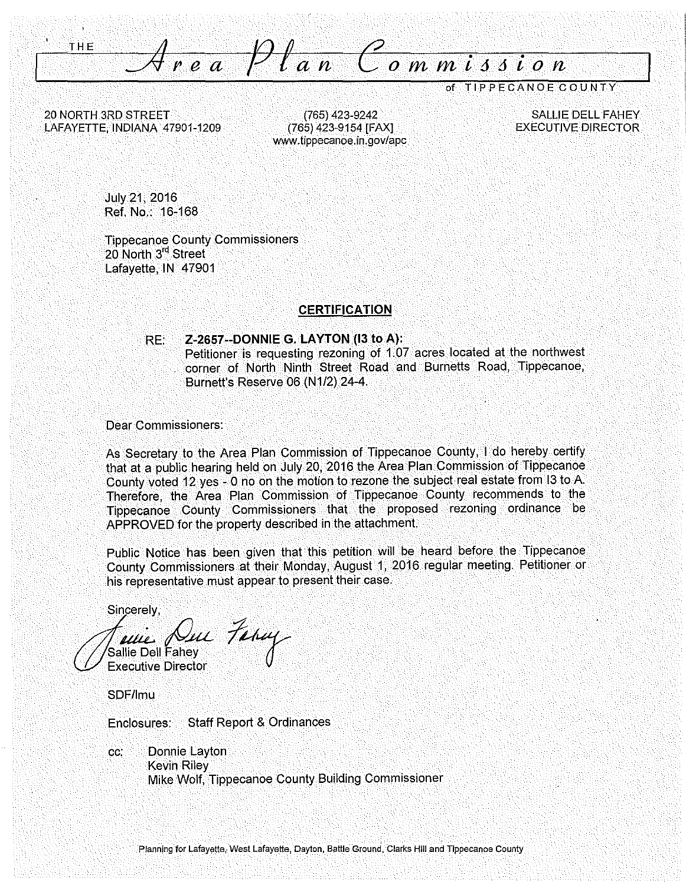THE

# Area Plan Commission

of TIPPECANOE COUNTY

20 NORTH 3RD STREET
LAFAYETTE, INDIANA 47901-1209

(765) 423-9242
(765) 423-9154 [FAX]
www.tippecanoe.in.gov/apc

SALLIE DELL FAHEY
EXECUTIVE DIRECTOR

July 21, 2016
Ref. No.: 16-168

Tippecanoe County Commissioners
20 North 3rd Street
Lafayette, IN 47901

## CERTIFICATION

RE: **Z-2657--DONNIE G. LAYTON (I3 to A):**
Petitioner is requesting rezoning of 1.07 acres located at the northwest corner of North Ninth Street Road and Burnetts Road, Tippecanoe, Burnett's Reserve 06 (N1/2) 24-4.

Dear Commissioners:

As Secretary to the Area Plan Commission of Tippecanoe County, I do hereby certify that at a public hearing held on July 20, 2016 the Area Plan Commission of Tippecanoe County voted 12 yes - 0 no on the motion to rezone the subject real estate from I3 to A. Therefore, the Area Plan Commission of Tippecanoe County recommends to the Tippecanoe County Commissioners that the proposed rezoning ordinance be APPROVED for the property described in the attachment.

Public Notice has been given that this petition will be heard before the Tippecanoe County Commissioners at their Monday, August 1, 2016 regular meeting. Petitioner or his representative must appear to present their case.

Sincerely,

Sallie Dell Fahey
Executive Director

SDF/lmu

Enclosures: Staff Report & Ordinances

cc: Donnie Layton
Kevin Riley
Mike Wolf, Tippecanoe County Building Commissioner

Planning for Lafayette, West Lafayette, Dayton, Battle Ground, Clarks Hill and Tippecanoe County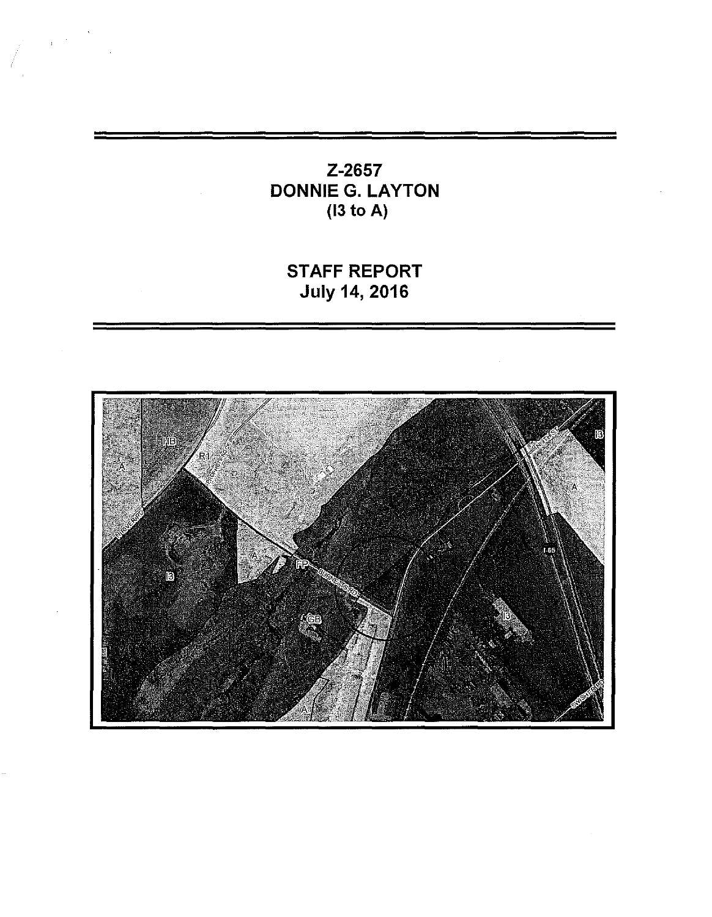# Z-2657
# DONNIE G. LAYTON
# (I3 to A)

# STAFF REPORT
# July 14, 2016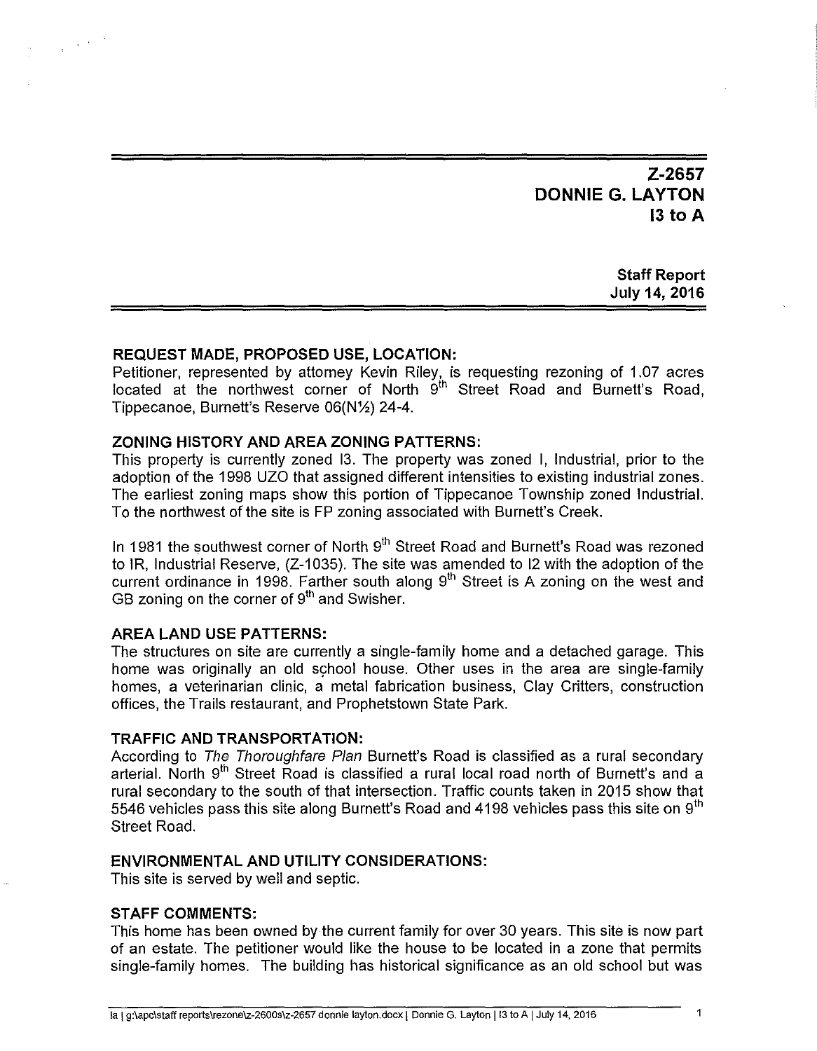**Z-2657**
**DONNIE G. LAYTON**
**I3 to A**

**Staff Report**
**July 14, 2016**

**REQUEST MADE, PROPOSED USE, LOCATION:**
Petitioner, represented by attorney Kevin Riley, is requesting rezoning of 1.07 acres located at the northwest corner of North 9th Street Road and Burnett's Road, Tippecanoe, Burnett's Reserve 06(N½) 24-4.

**ZONING HISTORY AND AREA ZONING PATTERNS:**
This property is currently zoned I3. The property was zoned I, Industrial, prior to the adoption of the 1998 UZO that assigned different intensities to existing industrial zones. The earliest zoning maps show this portion of Tippecanoe Township zoned Industrial. To the northwest of the site is FP zoning associated with Burnett's Creek.

In 1981 the southwest corner of North 9th Street Road and Burnett's Road was rezoned to IR, Industrial Reserve, (Z-1035). The site was amended to I2 with the adoption of the current ordinance in 1998. Farther south along 9th Street is A zoning on the west and GB zoning on the corner of 9th and Swisher.

**AREA LAND USE PATTERNS:**
The structures on site are currently a single-family home and a detached garage. This home was originally an old school house. Other uses in the area are single-family homes, a veterinarian clinic, a metal fabrication business, Clay Critters, construction offices, the Trails restaurant, and Prophetstown State Park.

**TRAFFIC AND TRANSPORTATION:**
According to *The Thoroughfare Plan* Burnett's Road is classified as a rural secondary arterial. North 9th Street Road is classified a rural local road north of Burnett's and a rural secondary to the south of that intersection. Traffic counts taken in 2015 show that 5546 vehicles pass this site along Burnett's Road and 4198 vehicles pass this site on 9th Street Road.

**ENVIRONMENTAL AND UTILITY CONSIDERATIONS:**
This site is served by well and septic.

**STAFF COMMENTS:**
This home has been owned by the current family for over 30 years. This site is now part of an estate. The petitioner would like the house to be located in a zone that permits single-family homes. The building has historical significance as an old school but was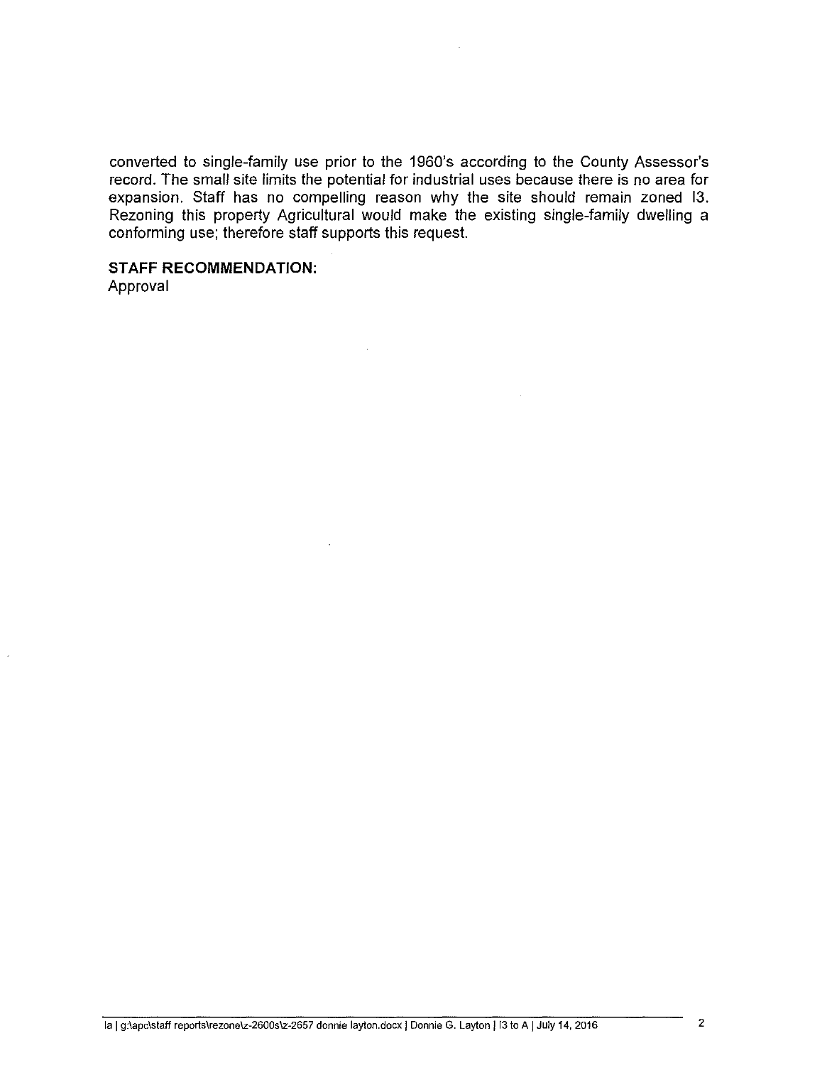converted to single-family use prior to the 1960's according to the County Assessor's record. The small site limits the potential for industrial uses because there is no area for expansion. Staff has no compelling reason why the site should remain zoned I3. Rezoning this property Agricultural would make the existing single-family dwelling a conforming use; therefore staff supports this request.

**STAFF RECOMMENDATION:**
Approval